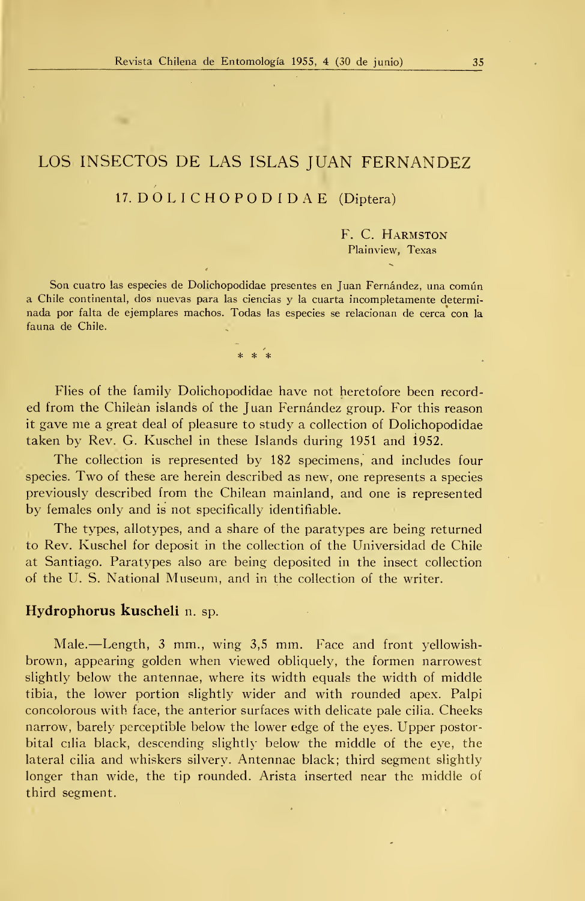# LOS INSECTOS DE LAS ISLAS JUAN FERNANDEZ

## 17. DÓLICHOPODIDAE (Diptera)

F. C. Harmston
Plainview, Texas

Son cuatro las especies de Dolichopodidae presentes en Juan Fernández, una común a Chile continental, dos nuevas para las ciencias y la cuarta incompletamente determinada por falta de ejemplares machos. Todas las especies se relacionan de cerca con la fauna de Chile.

\* \* \*

Flies of the family Dolichopodidae have not heretofore been recorded from the Chilean islands of the Juan Fernández group. For this reason it gave me a great deal of pleasure to study a collection of Dolichopodidae taken by Rev. G. Kuschel in these Islands during 1951 and 1952.

The collection is represented by 182 specimens, and includes four species. Two of these are herein described as new, one represents a species previously described from the Chilean mainland, and one is represented by females only and is not specifically identifiable.

The types, allotypes, and a share of the paratypes are being returned to Rev. Kuschel for deposit in the collection of the Universidad de Chile at Santiago. Paratypes also are being deposited in the insect collection of the U. S. National Museum, and in the collection of the writer.

### **Hydrophorus kuscheli** n. sp.

Male.—Length, 3 mm., wing 3,5 mm. Face and front yellowish-brown, appearing golden when viewed obliquely, the formen narrowest slightly below the antennae, where its width equals the width of middle tibia, the lower portion slightly wider and with rounded apex. Palpi concolorous with face, the anterior surfaces with delicate pale cilia. Cheeks narrow, barely perceptible below the lower edge of the eyes. Upper postorbital cilia black, descending slightly below the middle of the eye, the lateral cilia and whiskers silvery. Antennae black; third segment slightly longer than wide, the tip rounded. Arista inserted near the middle of third segment.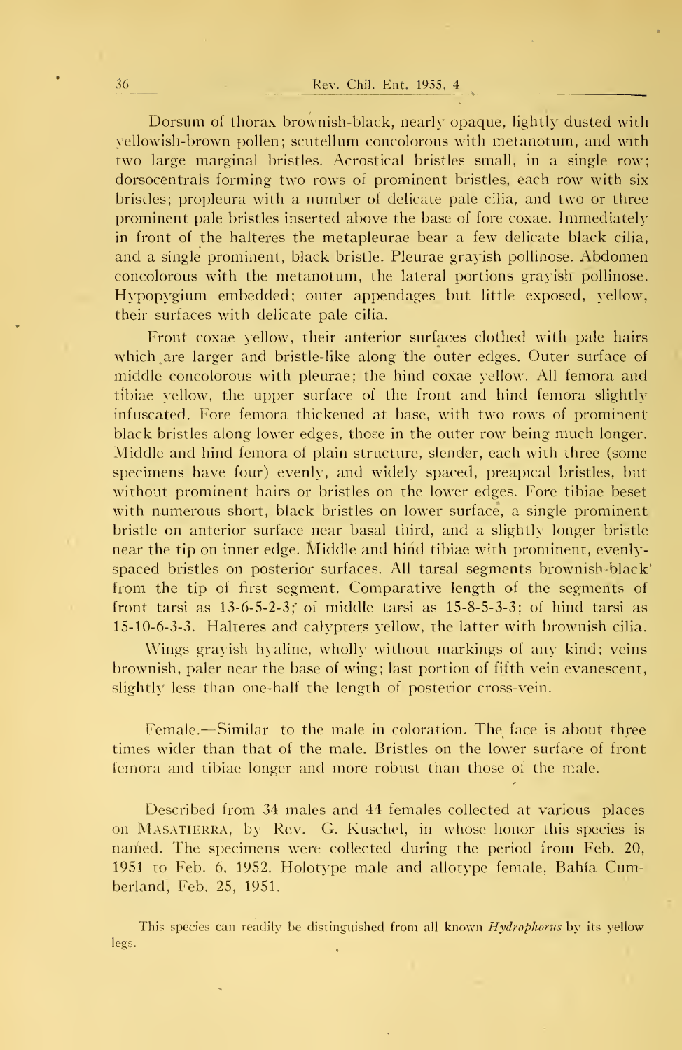Dorsum of thorax brownish-black, nearly opaque, lightly dusted with yellowish-brown pollen; scutellum concolorous with metanotum, and with two large marginal bristles. Acrostical bristles small, in a single row; dorsocentrals forming two rows of prominent bristles, each row with six bristles; propleura with a number of delicate pale cilia, and two or three prominent pale bristles inserted above the base of fore coxae. Immediately in front of the halteres the metapleurae bear a few delicate black cilia, and a single prominent, black bristle. Pleurae grayish pollinose. Abdomen concolorous with the metanotum, the lateral portions grayish pollinose. Hypopygium embedded; outer appendages but little exposed, yellow, their surfaces with delicate pale cilia.

Front coxae yellow, their anterior surfaces clothed with pale hairs which are larger and bristle-like along the outer edges. Outer surface of middle concolorous with pleurae; the hind coxae yellow. All femora and tibiae yellow, the upper surface of the front and hind femora slightly infuscated. Fore femora thickened at base, with two rows of prominent black bristles along lower edges, those in the outer row being much longer. Middle and hind femora of plain structure, slender, each with three (some specimens have four) evenly, and widely spaced, preapical bristles, but without prominent hairs or bristles on the lower edges. Fore tibiae beset with numerous short, black bristles on lower surface, a single prominent bristle on anterior surface near basal third, and a slightly longer bristle near the tip on inner edge. Middle and hind tibiae with prominent, evenly-spaced bristles on posterior surfaces. All tarsal segments brownish-black from the tip of first segment. Comparative length of the segments of front tarsi as 13-6-5-2-3; of middle tarsi as 15-8-5-3-3; of hind tarsi as 15-10-6-3-3. Halteres and calypters yellow, the latter with brownish cilia.

Wings grayish hyaline, wholly without markings of any kind; veins brownish, paler near the base of wing; last portion of fifth vein evanescent, slightly less than one-half the length of posterior cross-vein.

Female.—Similar to the male in coloration. The face is about three times wider than that of the male. Bristles on the lower surface of front femora and tibiae longer and more robust than those of the male.

Described from 34 males and 44 females collected at various places on MASATIERRA, by Rev. G. Kuschel, in whose honor this species is named. The specimens were collected during the period from Feb. 20, 1951 to Feb. 6, 1952. Holotype male and allotype female, Bahía Cumberland, Feb. 25, 1951.

This species can readily be distinguished from all known *Hydrophorus* by its yellow legs.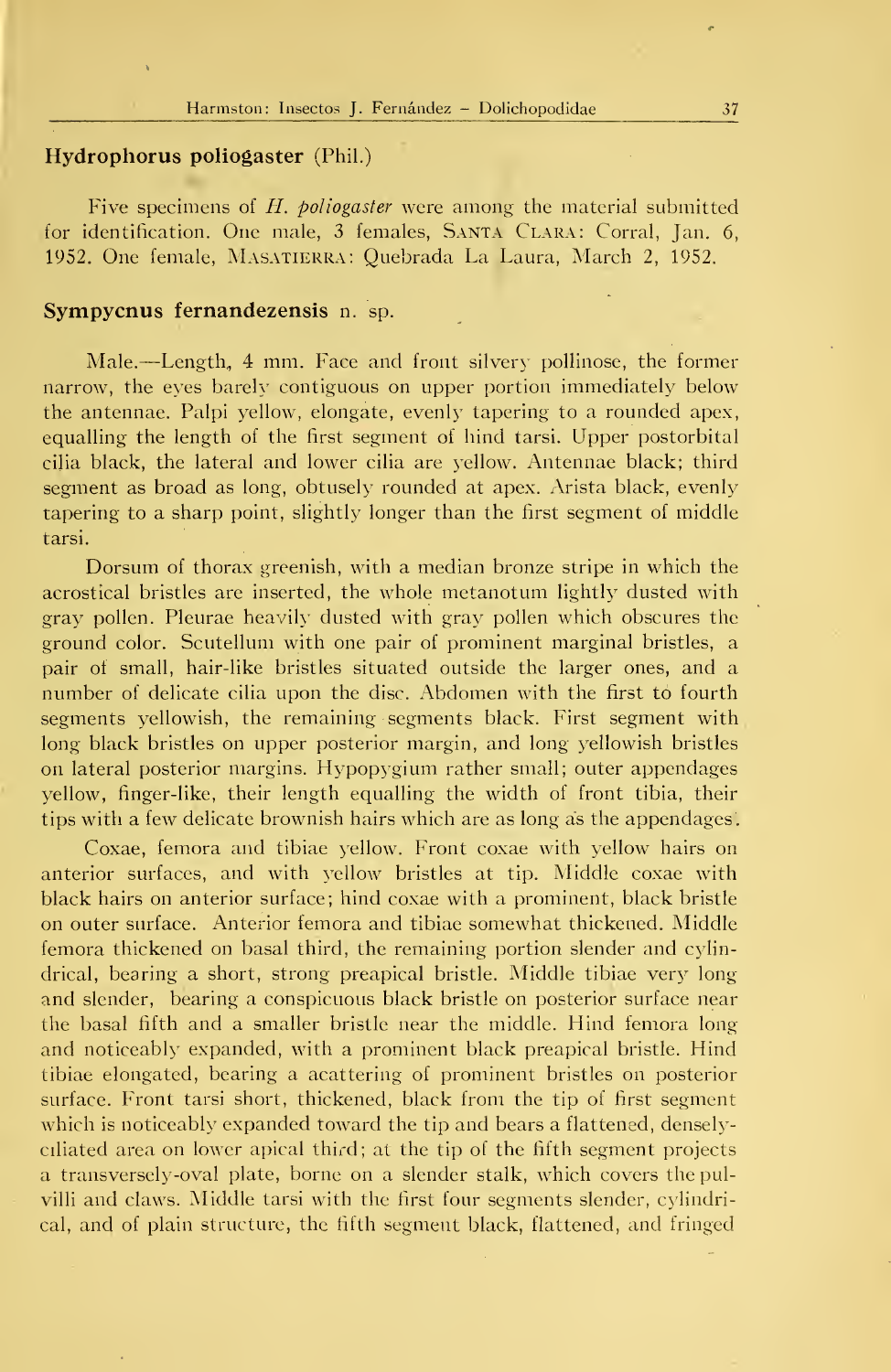### Hydrophorus poliogaster (Phil.)

Five specimens of *H. poliogaster* were among the material submitted for identification. One male, 3 females, SANTA CLARA: Corral, Jan. 6, 1952. One female, MASATIERRA: Quebrada La Laura, March 2, 1952.

### Sympycnus fernandezensis n. sp.

Male.—Length, 4 mm. Face and front silvery pollinose, the former narrow, the eyes barely contiguous on upper portion immediately below the antennae. Palpi yellow, elongate, evenly tapering to a rounded apex, equalling the length of the first segment of hind tarsi. Upper postorbital cilia black, the lateral and lower cilia are yellow. Antennae black; third segment as broad as long, obtusely rounded at apex. Arista black, evenly tapering to a sharp point, slightly longer than the first segment of middle tarsi.

Dorsum of thorax greenish, with a median bronze stripe in which the acrostical bristles are inserted, the whole metanotum lightly dusted with gray pollen. Pleurae heavily dusted with gray pollen which obscures the ground color. Scutellum with one pair of prominent marginal bristles, a pair of small, hair-like bristles situated outside the larger ones, and a number of delicate cilia upon the disc. Abdomen with the first to fourth segments yellowish, the remaining segments black. First segment with long black bristles on upper posterior margin, and long yellowish bristles on lateral posterior margins. Hypopygium rather small; outer appendages yellow, finger-like, their length equalling the width of front tibia, their tips with a few delicate brownish hairs which are as long as the appendages.

Coxae, femora and tibiae yellow. Front coxae with yellow hairs on anterior surfaces, and with yellow bristles at tip. Middle coxae with black hairs on anterior surface; hind coxae with a prominent, black bristle on outer surface. Anterior femora and tibiae somewhat thickened. Middle femora thickened on basal third, the remaining portion slender and cylindrical, bearing a short, strong preapical bristle. Middle tibiae very long and slender, bearing a conspicuous black bristle on posterior surface near the basal fifth and a smaller bristle near the middle. Hind femora long and noticeably expanded, with a prominent black preapical bristle. Hind tibiae elongated, bearing a acattering of prominent bristles on posterior surface. Front tarsi short, thickened, black from the tip of first segment which is noticeably expanded toward the tip and bears a flattened, densely-ciliated area on lower apical third; at the tip of the fifth segment projects a transversely-oval plate, borne on a slender stalk, which covers the pulvilli and claws. Middle tarsi with the first four segments slender, cylindrical, and of plain structure, the fifth segment black, flattened, and fringed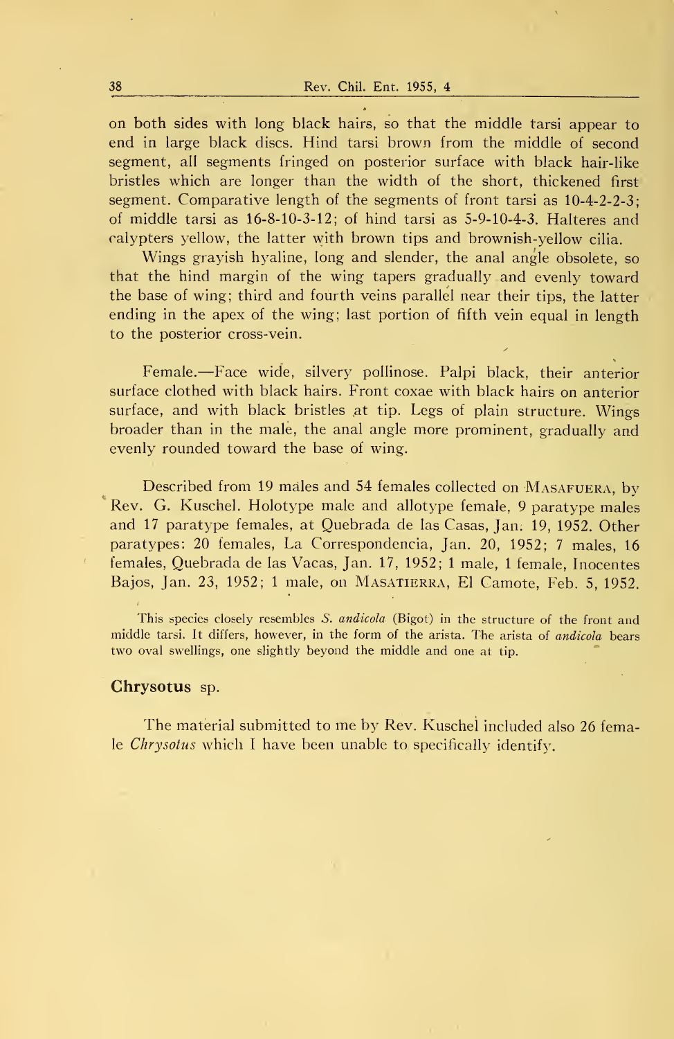on both sides with long black hairs, so that the middle tarsi appear to end in large black discs. Hind tarsi brown from the middle of second segment, all segments fringed on posterior surface with black hair-like bristles which are longer than the width of the short, thickened first segment. Comparative length of the segments of front tarsi as 10-4-2-2-3; of middle tarsi as 16-8-10-3-12; of hind tarsi as 5-9-10-4-3. Halteres and calypters yellow, the latter with brown tips and brownish-yellow cilia.

Wings grayish hyaline, long and slender, the anal angle obsolete, so that the hind margin of the wing tapers gradually and evenly toward the base of wing; third and fourth veins parallel near their tips, the latter ending in the apex of the wing; last portion of fifth vein equal in length to the posterior cross-vein.

Female.—Face wide, silvery pollinose. Palpi black, their anterior surface clothed with black hairs. Front coxae with black hairs on anterior surface, and with black bristles at tip. Legs of plain structure. Wings broader than in the male, the anal angle more prominent, gradually and evenly rounded toward the base of wing.

Described from 19 males and 54 females collected on MASAFUERA, by Rev. G. Kuschel. Holotype male and allotype female, 9 paratype males and 17 paratype females, at Quebrada de las Casas, Jan. 19, 1952. Other paratypes: 20 females, La Correspondencia, Jan. 20, 1952; 7 males, 16 females, Quebrada de las Vacas, Jan. 17, 1952; 1 male, 1 female, Inocentes Bajos, Jan. 23, 1952; 1 male, on MASATIERRA, El Camote, Feb. 5, 1952.

This species closely resembles *S. andicola* (Bigot) in the structure of the front and middle tarsi. It differs, however, in the form of the arista. The arista of *andicola* bears two oval swellings, one slightly beyond the middle and one at tip.

### **Chrysotus** sp.

The material submitted to me by Rev. Kuschel included also 26 female *Chrysotus* which I have been unable to specifically identify.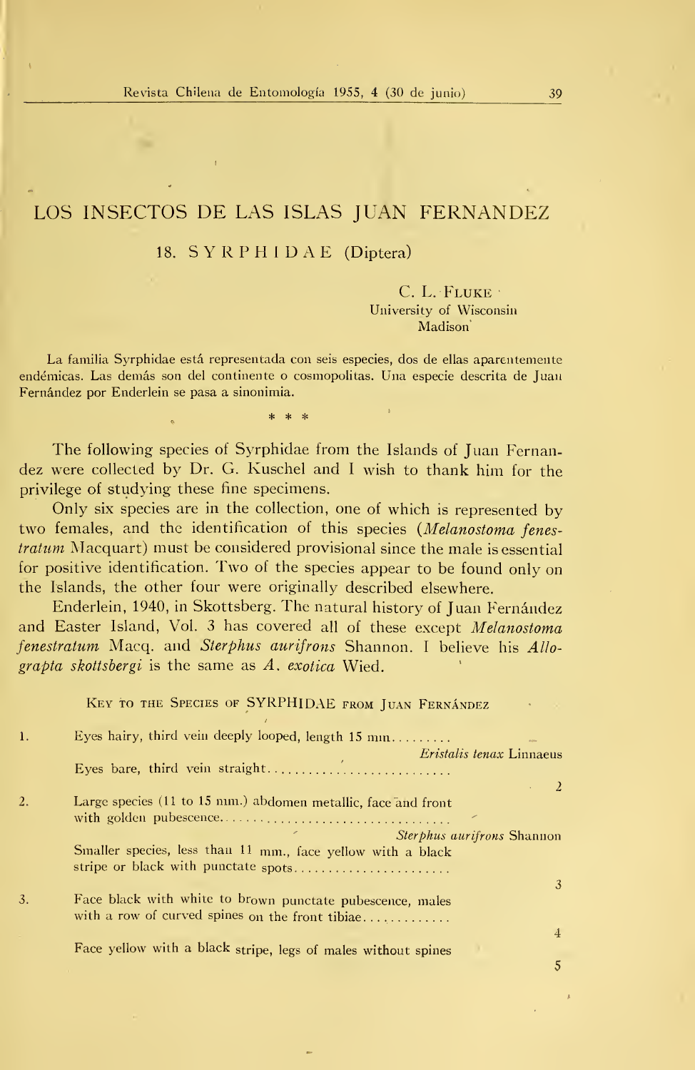# LOS INSECTOS DE LAS ISLAS JUAN FERNANDEZ

## 18. SYRPHIDAE (Diptera)

C. L. Fluke
University of Wisconsin
Madison

La familia Syrphidae está representada con seis especies, dos de ellas aparentemente endémicas. Las demás son del continente o cosmopolitas. Una especie descrita de Juan Fernández por Enderlein se pasa a sinonimia.

\* \* \*

The following species of Syrphidae from the Islands of Juan Fernandez were collected by Dr. G. Kuschel and I wish to thank him for the privilege of studying these fine specimens.

Only six species are in the collection, one of which is represented by two females, and the identification of this species (*Melanostoma fenestratum* Macquart) must be considered provisional since the male is essential for positive identification. Two of the species appear to be found only on the Islands, the other four were originally described elsewhere.

Enderlein, 1940, in Skottsberg. The natural history of Juan Fernández and Easter Island, Vol. 3 has covered all of these except *Melanostoma fenestratum* Macq. and *Sterphus aurifrons* Shannon. I believe his *Allograpta skottsbergi* is the same as *A. exotica* Wied.

### Key to the Species of SYRPHIDAE from Juan Fernández

1. Eyes hairy, third vein deeply looped, length 15 mm. . . . . . . . . *Eristalis tenax* Linnaeus
   Eyes bare, third vein straight . . . . . . . . . . . . . . . . . . . . . . . . . . . . 2
2. Large species (11 to 15 mm.) abdomen metallic, face and front with golden pubescence . . . . . . . . . . . . . . . . . . . . . . . . . . . . . . . . *Sterphus aurifrons* Shannon
   Smaller species, less than 11 mm., face yellow with a black stripe or black with punctate spots . . . . . . . . . . . . . . . . . . . . . . . 3
3. Face black with white to brown punctate pubescence, males with a row of curved spines on the front tibiae . . . . . . . . . . . . . 4
   Face yellow with a black stripe, legs of males without spines 5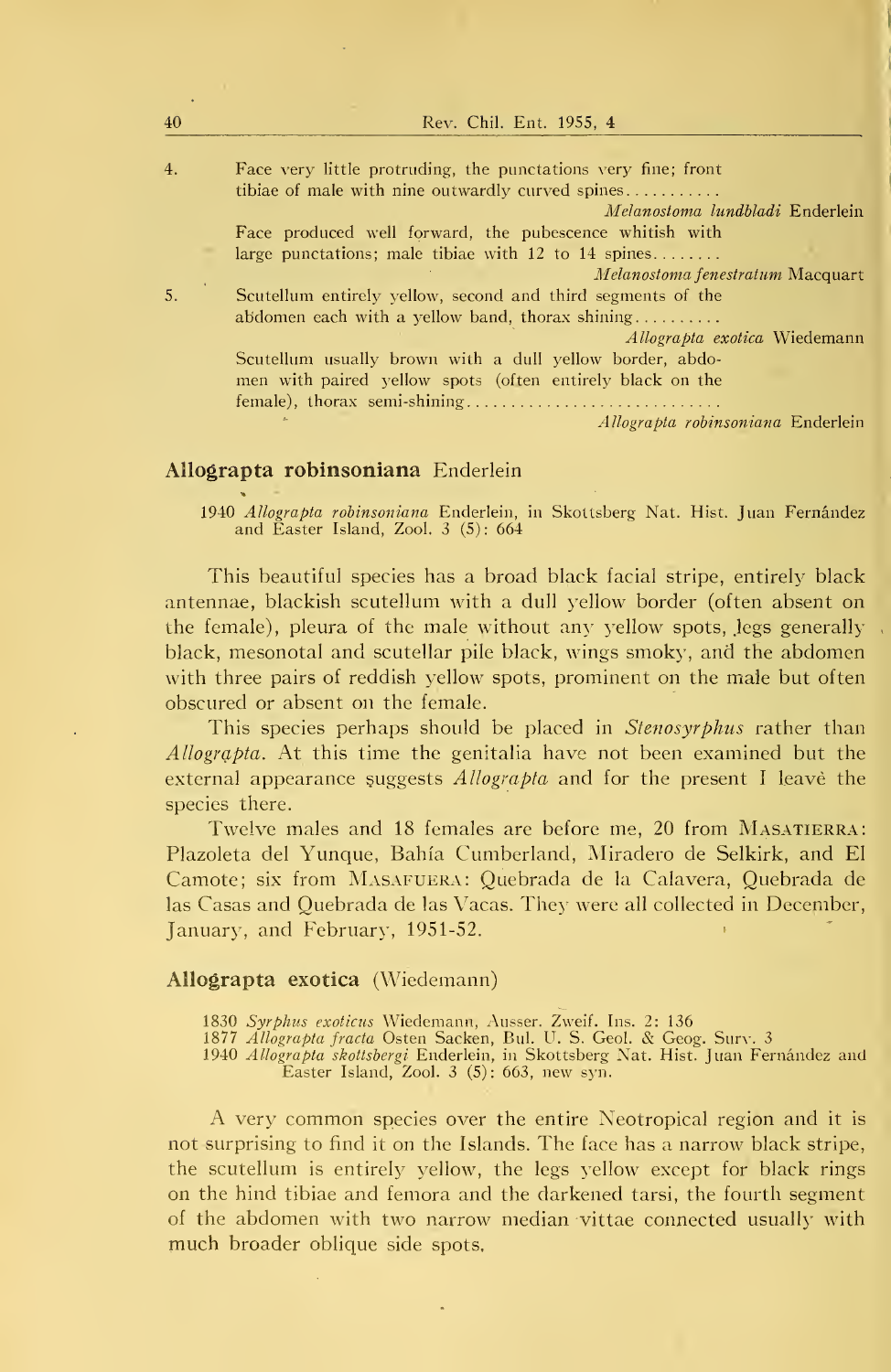4. Face very little protruding, the punctations very fine; front tibiae of male with nine outwardly curved spines........... *Melanostoma lundbladi* Enderlein

 Face produced well forward, the pubescence whitish with large punctations; male tibiae with 12 to 14 spines........ *Melanostoma fenestratum* Macquart

5. Scutellum entirely yellow, second and third segments of the abdomen each with a yellow band, thorax shining.......... *Allograpta exotica* Wiedemann

 Scutellum usually brown with a dull yellow border, abdomen with paired yellow spots (often entirely black on the female), thorax semi-shining.............................. *Allograpta robinsoniana* Enderlein

### **Allograpta robinsoniana** Enderlein

1940 *Allograpta robinsoniana* Enderlein, in Skottsberg Nat. Hist. Juan Fernández and Easter Island, Zool. 3 (5): 664

This beautiful species has a broad black facial stripe, entirely black antennae, blackish scutellum with a dull yellow border (often absent on the female), pleura of the male without any yellow spots, legs generally black, mesonotal and scutellar pile black, wings smoky, and the abdomen with three pairs of reddish yellow spots, prominent on the male but often obscured or absent on the female.

This species perhaps should be placed in *Stenosyrphus* rather than *Allograpta*. At this time the genitalia have not been examined but the external appearance suggests *Allograpta* and for the present I leave the species there.

Twelve males and 18 females are before me, 20 from MASATIERRA: Plazoleta del Yunque, Bahía Cumberland, Miradero de Selkirk, and El Camote; six from MASAFUERA: Quebrada de la Calavera, Quebrada de las Casas and Quebrada de las Vacas. They were all collected in December, January, and February, 1951-52.

### **Allograpta exotica** (Wiedemann)

1830 *Syrphus exoticus* Wiedemann, Ausser. Zweif. Ins. 2: 136
1877 *Allograpta fracta* Osten Sacken, Bul. U. S. Geol. & Geog. Surv. 3
1940 *Allograpta skottsbergi* Enderlein, in Skottsberg Nat. Hist. Juan Fernández and Easter Island, Zool. 3 (5): 663, new syn.

A very common species over the entire Neotropical region and it is not surprising to find it on the Islands. The face has a narrow black stripe, the scutellum is entirely yellow, the legs yellow except for black rings on the hind tibiae and femora and the darkened tarsi, the fourth segment of the abdomen with two narrow median vittae connected usually with much broader oblique side spots.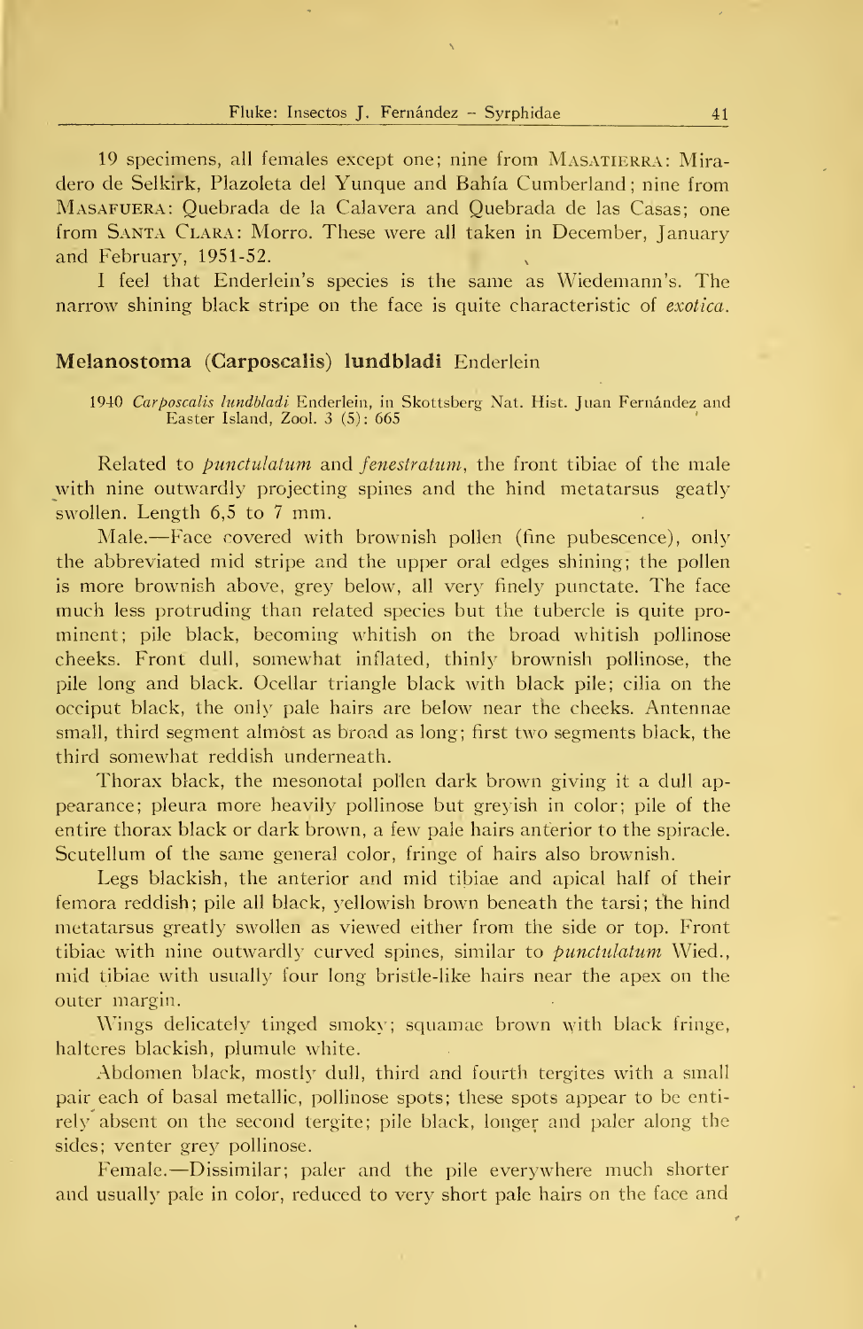19 specimens, all females except one; nine from MASATIERRA: Miradero de Selkirk, Plazoleta del Yunque and Bahía Cumberland; nine from MASAFUERA: Quebrada de la Calavera and Quebrada de las Casas; one from SANTA CLARA: Morro. These were all taken in December, January and February, 1951-52.

I feel that Enderlein's species is the same as Wiedemann's. The narrow shining black stripe on the face is quite characteristic of *exotica*.

### Melanostoma (Carposcalis) lundbladi Enderlein

1940 *Carposcalis lundbladi* Enderlein, in Skottsberg Nat. Hist. Juan Fernández and Easter Island, Zool. 3 (5): 665

Related to *punctulatum* and *fenestratum*, the front tibiae of the male with nine outwardly projecting spines and the hind metatarsus geatly swollen. Length 6,5 to 7 mm.

Male.—Face covered with brownish pollen (fine pubescence), only the abbreviated mid stripe and the upper oral edges shining; the pollen is more brownish above, grey below, all very finely punctate. The face much less protruding than related species but the tubercle is quite prominent; pile black, becoming whitish on the broad whitish pollinose cheeks. Front dull, somewhat inflated, thinly brownish pollinose, the pile long and black. Ocellar triangle black with black pile; cilia on the occiput black, the only pale hairs are below near the cheeks. Antennae small, third segment almost as broad as long; first two segments black, the third somewhat reddish underneath.

Thorax black, the mesonotal pollen dark brown giving it a dull appearance; pleura more heavily pollinose but greyish in color; pile of the entire thorax black or dark brown, a few pale hairs anterior to the spiracle. Scutellum of the same general color, fringe of hairs also brownish.

Legs blackish, the anterior and mid tibiae and apical half of their femora reddish; pile all black, yellowish brown beneath the tarsi; the hind metatarsus greatly swollen as viewed either from the side or top. Front tibiae with nine outwardly curved spines, similar to *punctulatum* Wied., mid tibiae with usually four long bristle-like hairs near the apex on the outer margin.

Wings delicately tinged smoky; squamae brown with black fringe, halteres blackish, plumule white.

Abdomen black, mostly dull, third and fourth tergites with a small pair each of basal metallic, pollinose spots; these spots appear to be entirely absent on the second tergite; pile black, longer and paler along the sides; venter grey pollinose.

Female.—Dissimilar; paler and the pile everywhere much shorter and usually pale in color, reduced to very short pale hairs on the face and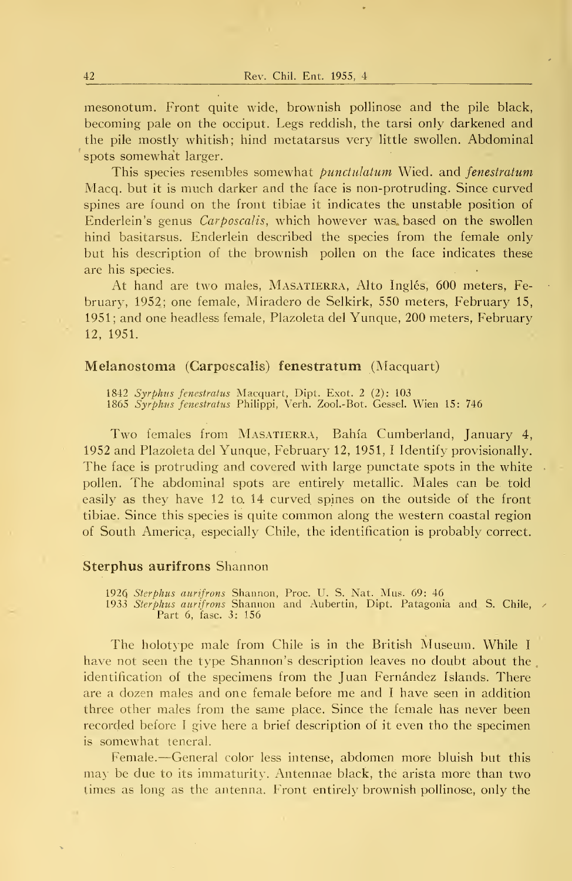mesonotum. Front quite wide, brownish pollinose and the pile black, becoming pale on the occiput. Legs reddish, the tarsi only darkened and the pile mostly whitish; hind metatarsus very little swollen. Abdominal spots somewhat larger.

This species resembles somewhat *punctulatum* Wied. and *fenestratum* Macq. but it is much darker and the face is non-protruding. Since curved spines are found on the front tibiae it indicates the unstable position of Enderlein's genus *Carposcalis*, which however was based on the swollen hind basitarsus. Enderlein described the species from the female only but his description of the brownish pollen on the face indicates these are his species.

At hand are two males, MASATIERRA, Alto Inglés, 600 meters, February, 1952; one female, Miradero de Selkirk, 550 meters, February 15, 1951; and one headless female, Plazoleta del Yunque, 200 meters, February 12, 1951.

### Melanostoma (Carposcalis) fenestratum (Macquart)

1842 *Syrphus fenestratus* Macquart, Dipt. Exot. 2 (2): 103
1865 *Syrphus fenestratus* Philippi, Verh. Zool.-Bot. Gessel. Wien 15: 746

Two females from MASATIERRA, Bahía Cumberland, January 4, 1952 and Plazoleta del Yunque, February 12, 1951, I Identify provisionally. The face is protruding and covered with large punctate spots in the white pollen. The abdominal spots are entirely metallic. Males can be told easily as they have 12 to 14 curved spines on the outside of the front tibiae. Since this species is quite common along the western coastal region of South America, especially Chile, the identification is probably correct.

### Sterphus aurifrons Shannon

1926 *Sterphus aurifrons* Shannon, Proc. U. S. Nat. Mus. 69: 46
1933 *Sterphus aurifrons* Shannon and Aubertin, Dipt. Patagonia and S. Chile, Part 6, fasc. 3: 156

The holotype male from Chile is in the British Museum. While I have not seen the type Shannon's description leaves no doubt about the identification of the specimens from the Juan Fernández Islands. There are a dozen males and one female before me and I have seen in addition three other males from the same place. Since the female has never been recorded before I give here a brief description of it even tho the specimen is somewhat teneral.

Female.—General color less intense, abdomen more bluish but this may be due to its immaturity. Antennae black, the arista more than two times as long as the antenna. Front entirely brownish pollinose, only the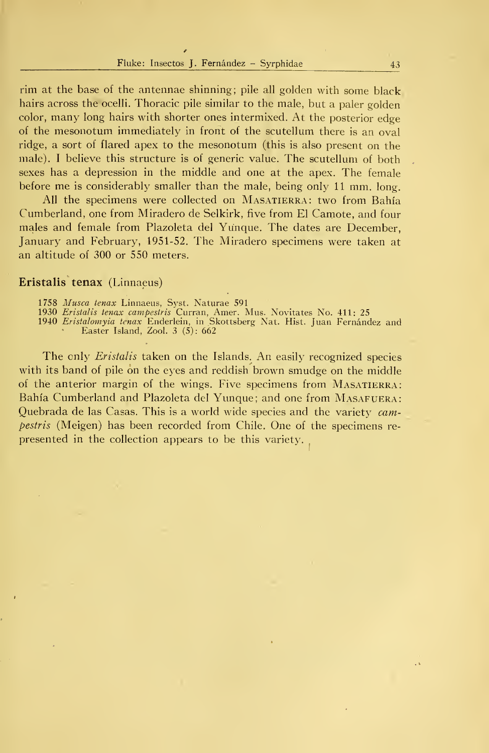rim at the base of the antennae shinning; pile all golden with some black hairs across the ocelli. Thoracic pile similar to the male, but a paler golden color, many long hairs with shorter ones intermixed. At the posterior edge of the mesonotum immediately in front of the scutellum there is an oval ridge, a sort of flared apex to the mesonotum (this is also present on the male). I believe this structure is of generic value. The scutellum of both sexes has a depression in the middle and one at the apex. The female before me is considerably smaller than the male, being only 11 mm. long.

All the specimens were collected on MASATIERRA: two from Bahía Cumberland, one from Miradero de Selkirk, five from El Camote, and four males and female from Plazoleta del Yunque. The dates are December, January and February, 1951-52. The Miradero specimens were taken at an altitude of 300 or 550 meters.

**Eristalis tenax** (Linnaeus)

1758 *Musca tenax* Linnaeus, Syst. Naturae 591
1930 *Eristalis tenax campestris* Curran, Amer. Mus. Novitates No. 411: 25
1940 *Eristalomyia tenax* Enderlein, in Skottsberg Nat. Hist. Juan Fernández and Easter Island, Zool. 3 (5): 662

The only *Eristalis* taken on the Islands. An easily recognized species with its band of pile on the eyes and reddish brown smudge on the middle of the anterior margin of the wings. Five specimens from MASATIERRA: Bahía Cumberland and Plazoleta del Yunque; and one from MASAFUERA: Quebrada de las Casas. This is a world wide species and the variety *campestris* (Meigen) has been recorded from Chile. One of the specimens represented in the collection appears to be this variety.